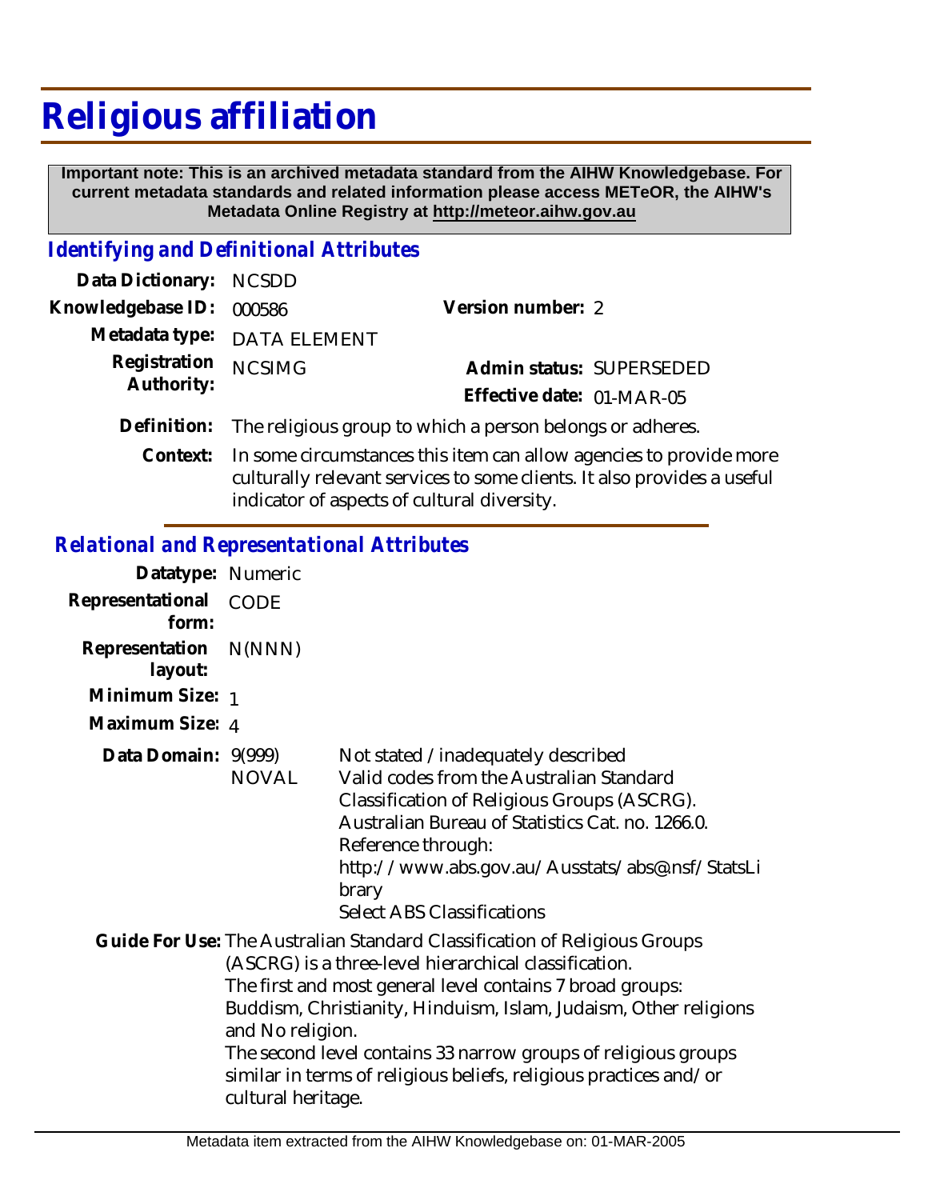# Religious affiliation

**Important note: This is an archived metadata standard from the AIHW Knowledgebase. For current metadata standards and related information please access METeOR, the AIHW's Metadata Online Registry at http://meteor.aihw.gov.au**

## *Identifying and Definitional Attributes*

**Data Dictionary:** NCSDD

**Knowledgebase ID:** 000586

**Version number:** 2

**Metadata type:** DATA ELEMENT

**Registration Authority:** NCSIMG

**Admin status:** SUPERSEDED

**Effective date:** 01-MAR-05

**Definition:** The religious group to which a person belongs or adheres.

**Context:** In some circumstances this item can allow agencies to provide more culturally relevant services to some clients. It also provides a useful indicator of aspects of cultural diversity.

## *Relational and Representational Attributes*

**Datatype:** Numeric

**Representational form:** CODE

**Representation layout:** N(NNN)

**Minimum Size:** 1

**Maximum Size:** 4

**Data Domain:**

| | |
|---|---|
| 9(999) | Not stated / inadequately described |
| NOVAL | Valid codes from the Australian Standard Classification of Religious Groups (ASCRG). Australian Bureau of Statistics Cat. no. 1266.0. Reference through: http://www.abs.gov.au/Ausstats/abs@.nsf/StatsLibrary Select ABS Classifications |

**Guide For Use:** The Australian Standard Classification of Religious Groups (ASCRG) is a three-level hierarchical classification.
The first and most general level contains 7 broad groups: Buddism, Christianity, Hinduism, Islam, Judaism, Other religions and No religion.
The second level contains 33 narrow groups of religious groups similar in terms of religious beliefs, religious practices and/or cultural heritage.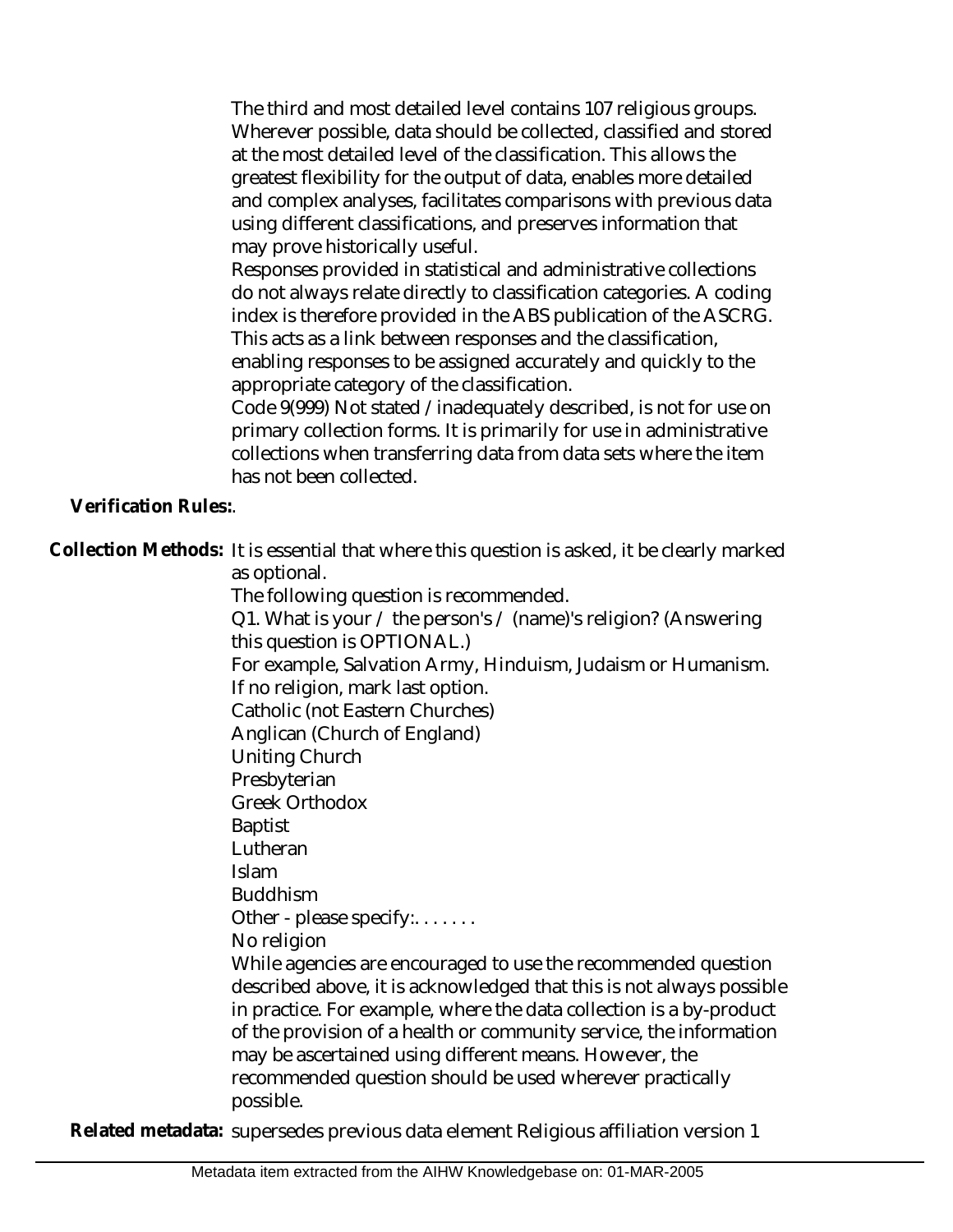The third and most detailed level contains 107 religious groups. Wherever possible, data should be collected, classified and stored at the most detailed level of the classification. This allows the greatest flexibility for the output of data, enables more detailed and complex analyses, facilitates comparisons with previous data using different classifications, and preserves information that may prove historically useful.

Responses provided in statistical and administrative collections do not always relate directly to classification categories. A coding index is therefore provided in the ABS publication of the ASCRG. This acts as a link between responses and the classification, enabling responses to be assigned accurately and quickly to the appropriate category of the classification.

Code 9(999) Not stated / inadequately described, is not for use on primary collection forms. It is primarily for use in administrative collections when transferring data from data sets where the item has not been collected.

**Verification Rules:**.

**Collection Methods:** It is essential that where this question is asked, it be clearly marked as optional.

The following question is recommended.

Q1. What is your / the person's / (name)'s religion? (Answering this question is OPTIONAL.)

For example, Salvation Army, Hinduism, Judaism or Humanism.

If no religion, mark last option.

Catholic (not Eastern Churches)
Anglican (Church of England)
Uniting Church
Presbyterian
Greek Orthodox
Baptist
Lutheran
Islam
Buddhism
Other - please specify:. . . . . . .
No religion

While agencies are encouraged to use the recommended question described above, it is acknowledged that this is not always possible in practice. For example, where the data collection is a by-product of the provision of a health or community service, the information may be ascertained using different means. However, the recommended question should be used wherever practically possible.

**Related metadata:** supersedes previous data element Religious affiliation version 1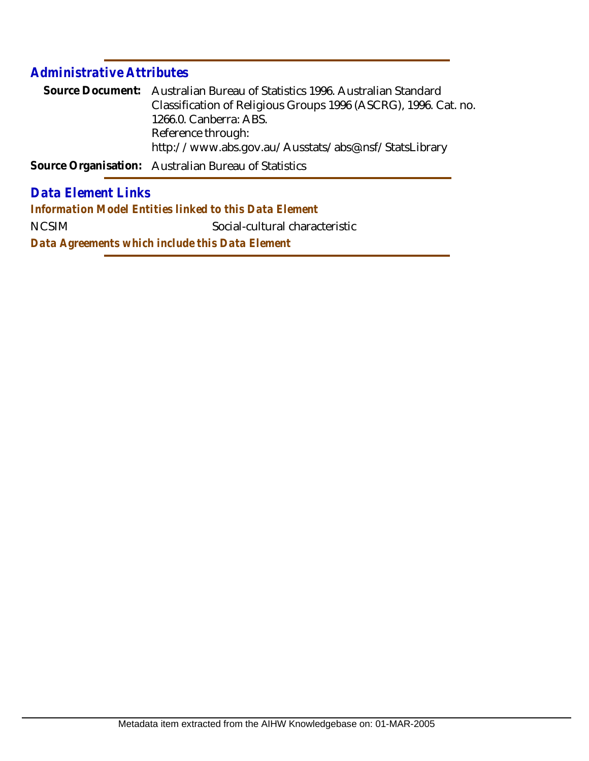## Administrative Attributes

**Source Document:** Australian Bureau of Statistics 1996. Australian Standard Classification of Religious Groups 1996 (ASCRG), 1996. Cat. no. 1266.0. Canberra: ABS.
Reference through:
http://www.abs.gov.au/Ausstats/abs@.nsf/StatsLibrary

**Source Organisation:** Australian Bureau of Statistics

## Data Element Links

***Information Model Entities linked to this Data Element***

NCSIM Social-cultural characteristic

***Data Agreements which include this Data Element***